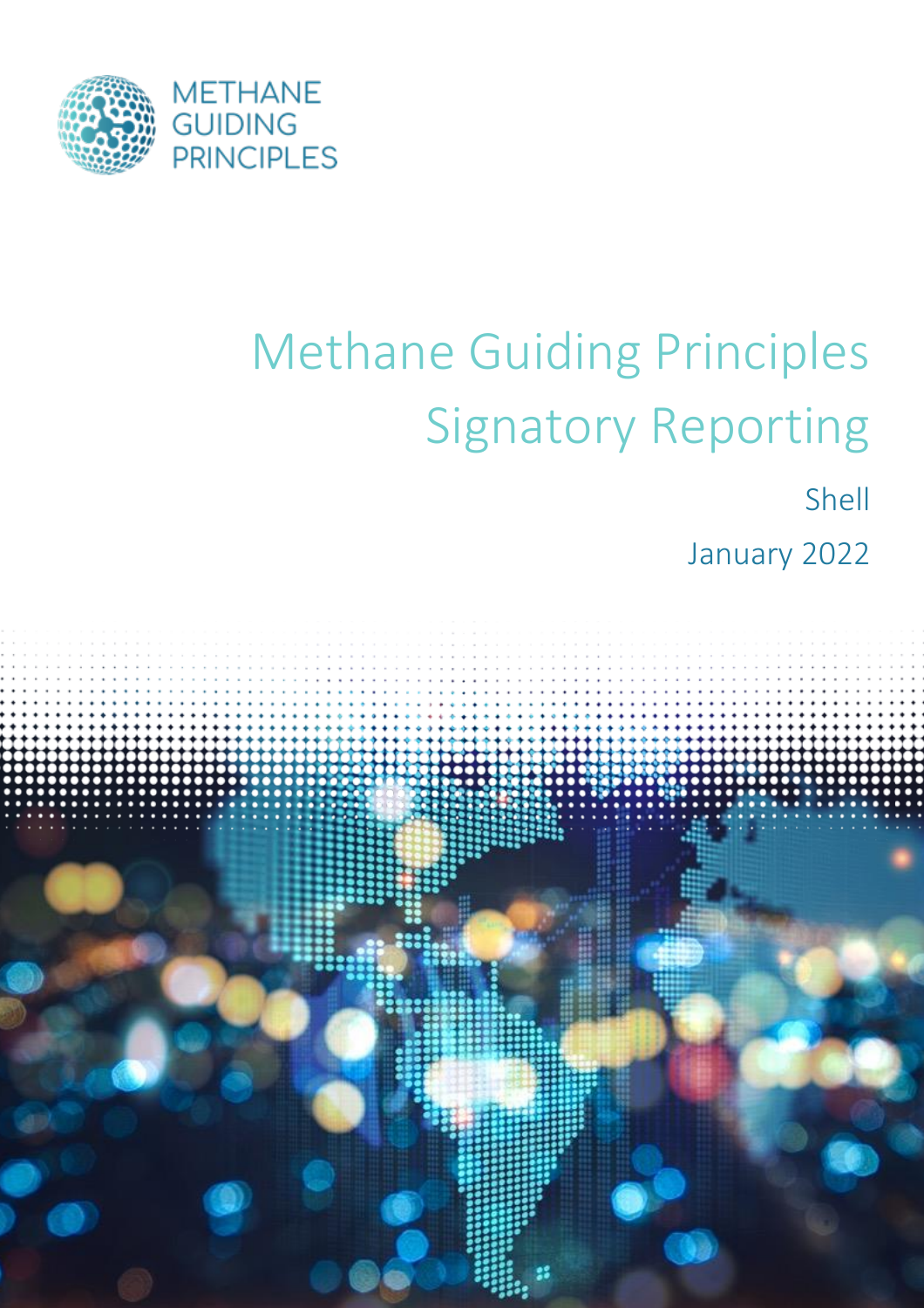METHANE GUIDING PRINCIPLES

# Methane Guiding Principles Signatory Reporting

Shell

January 2022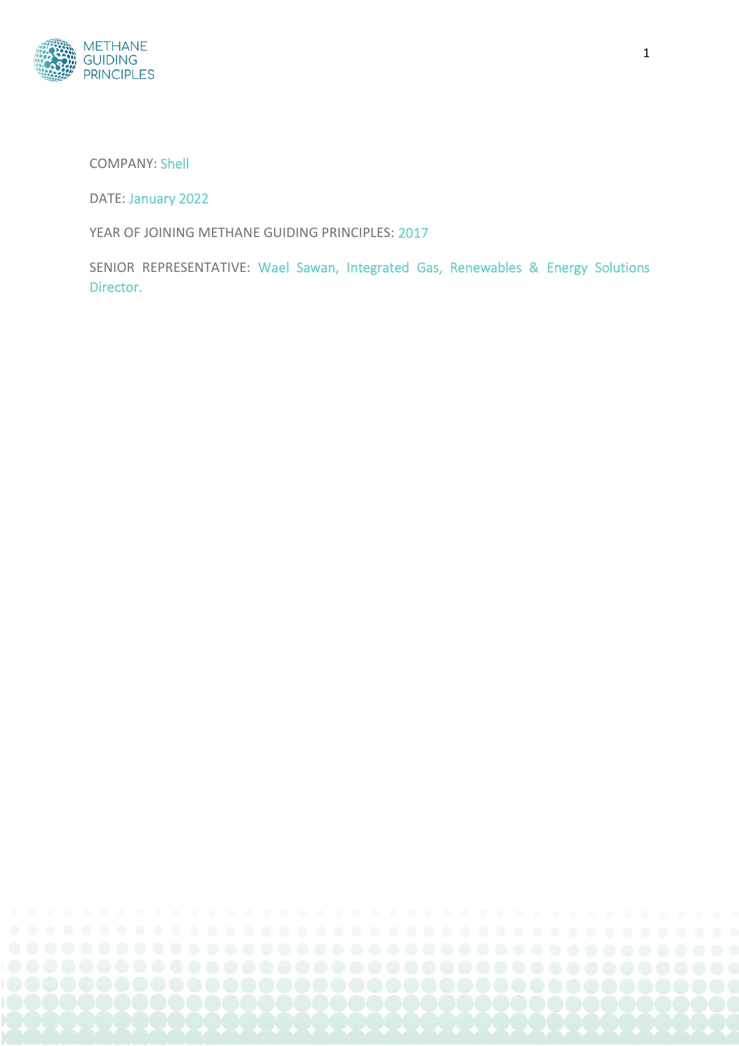COMPANY: Shell

DATE: January 2022

YEAR OF JOINING METHANE GUIDING PRINCIPLES: 2017

SENIOR REPRESENTATIVE: Wael Sawan, Integrated Gas, Renewables & Energy Solutions Director.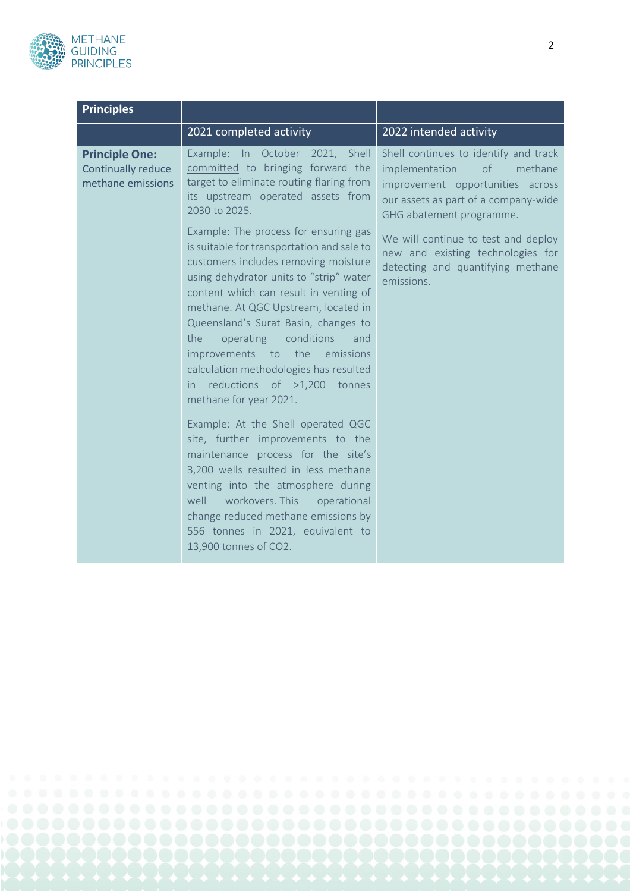| Principles | | |
|---|---|---|
| | 2021 completed activity | 2022 intended activity |
| **Principle One:** Continually reduce methane emissions | Example: In October 2021, Shell committed to bringing forward the target to eliminate routing flaring from its upstream operated assets from 2030 to 2025.<br><br>Example: The process for ensuring gas is suitable for transportation and sale to customers includes removing moisture using dehydrator units to "strip" water content which can result in venting of methane. At QGC Upstream, located in Queensland's Surat Basin, changes to the operating conditions and improvements to the emissions calculation methodologies has resulted in reductions of >1,200 tonnes methane for year 2021.<br><br>Example: At the Shell operated QGC site, further improvements to the maintenance process for the site's 3,200 wells resulted in less methane venting into the atmosphere during well workovers. This operational change reduced methane emissions by 556 tonnes in 2021, equivalent to 13,900 tonnes of $CO_2$. | Shell continues to identify and track implementation of methane improvement opportunities across our assets as part of a company-wide GHG abatement programme.<br><br>We will continue to test and deploy new and existing technologies for detecting and quantifying methane emissions. |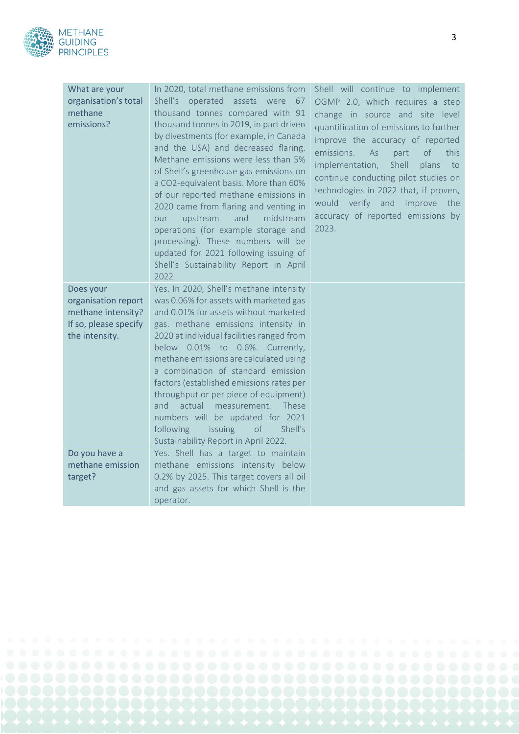| | | |
|---|---|---|
| What are your organisation's total methane emissions? | In 2020, total methane emissions from Shell's operated assets were 67 thousand tonnes compared with 91 thousand tonnes in 2019, in part driven by divestments (for example, in Canada and the USA) and decreased flaring. Methane emissions were less than 5% of Shell's greenhouse gas emissions on a CO2-equivalent basis. More than 60% of our reported methane emissions in 2020 came from flaring and venting in our upstream and midstream operations (for example storage and processing). These numbers will be updated for 2021 following issuing of Shell's Sustainability Report in April 2022 | Shell will continue to implement OGMP 2.0, which requires a step change in source and site level quantification of emissions to further improve the accuracy of reported emissions. As part of this implementation, Shell plans to continue conducting pilot studies on technologies in 2022 that, if proven, would verify and improve the accuracy of reported emissions by 2023. |
| Does your organisation report methane intensity? If so, please specify the intensity. | Yes. In 2020, Shell's methane intensity was 0.06% for assets with marketed gas and 0.01% for assets without marketed gas. methane emissions intensity in 2020 at individual facilities ranged from below 0.01% to 0.6%. Currently, methane emissions are calculated using a combination of standard emission factors (established emissions rates per throughput or per piece of equipment) and actual measurement. These numbers will be updated for 2021 following issuing of Shell's Sustainability Report in April 2022. | |
| Do you have a methane emission target? | Yes. Shell has a target to maintain methane emissions intensity below 0.2% by 2025. This target covers all oil and gas assets for which Shell is the operator. | |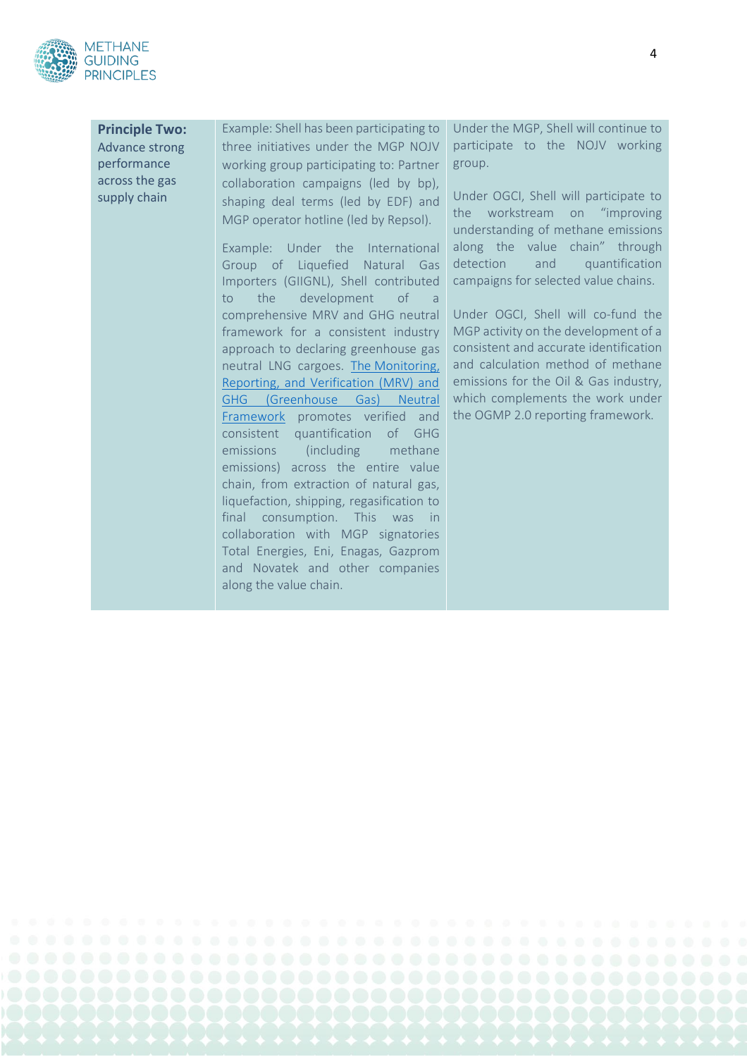| **Principle Two:** Advance strong performance across the gas supply chain | Example: Shell has been participating to three initiatives under the MGP NOJV working group participating to: Partner collaboration campaigns (led by bp), shaping deal terms (led by EDF) and MGP operator hotline (led by Repsol).<br><br>Example: Under the International Group of Liquefied Natural Gas Importers (GIIGNL), Shell contributed to the development of a comprehensive MRV and GHG neutral framework for a consistent industry approach to declaring greenhouse gas neutral LNG cargoes. The Monitoring, Reporting, and Verification (MRV) and GHG (Greenhouse Gas) Neutral Framework promotes verified and consistent quantification of GHG emissions (including methane emissions) across the entire value chain, from extraction of natural gas, liquefaction, shipping, regasification to final consumption. This was in collaboration with MGP signatories Total Energies, Eni, Enagas, Gazprom and Novatek and other companies along the value chain. | Under the MGP, Shell will continue to participate to the NOJV working group.<br><br>Under OGCI, Shell will participate to the workstream on "improving understanding of methane emissions along the value chain" through detection and quantification campaigns for selected value chains.<br><br>Under OGCI, Shell will co-fund the MGP activity on the development of a consistent and accurate identification and calculation method of methane emissions for the Oil & Gas industry, which complements the work under the OGMP 2.0 reporting framework. |
|---|---|---|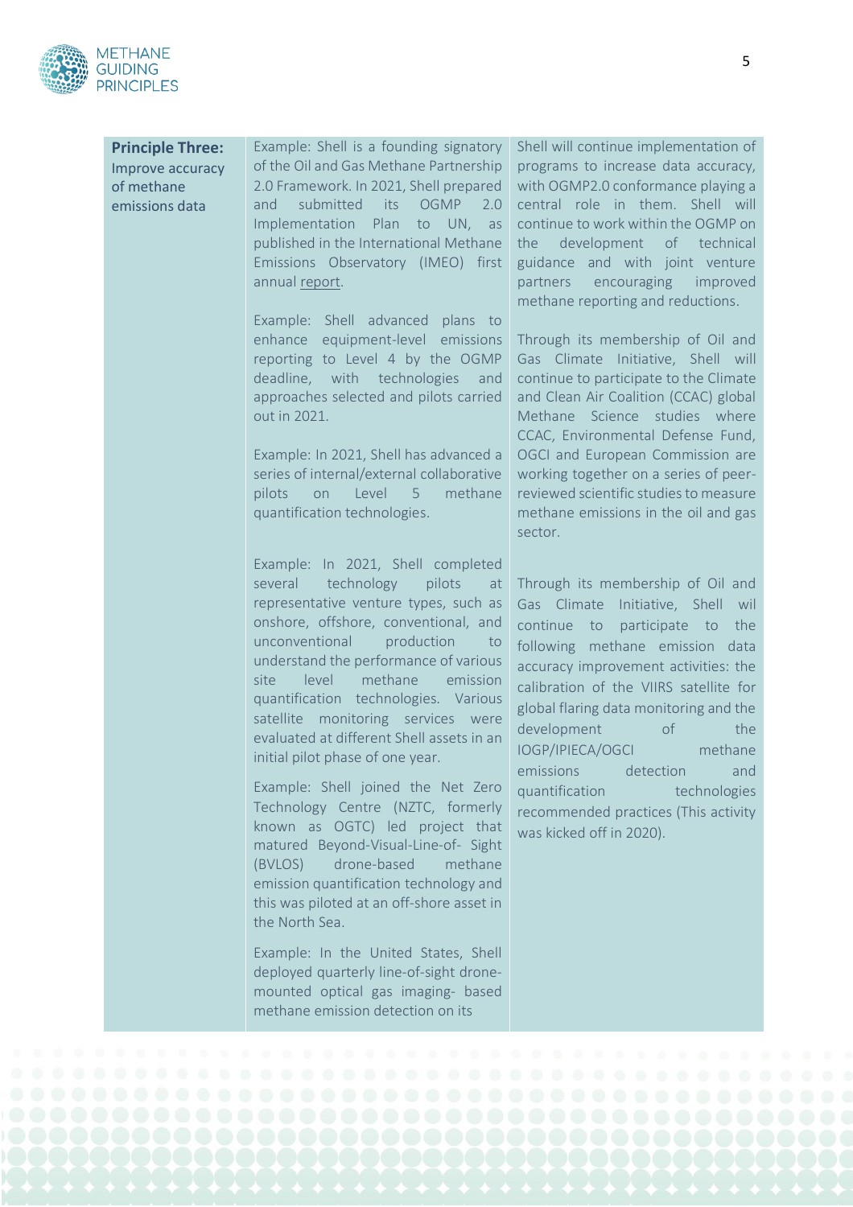| **Principle Three:** Improve accuracy of methane emissions data | Example: Shell is a founding signatory of the Oil and Gas Methane Partnership 2.0 Framework. In 2021, Shell prepared and submitted its OGMP 2.0 Implementation Plan to UN, as published in the International Methane Emissions Observatory (IMEO) first annual report.<br><br>Example: Shell advanced plans to enhance equipment-level emissions reporting to Level 4 by the OGMP deadline, with technologies and approaches selected and pilots carried out in 2021.<br><br>Example: In 2021, Shell has advanced a series of internal/external collaborative pilots on Level 5 methane quantification technologies.<br><br>Example: In 2021, Shell completed several technology pilots at representative venture types, such as onshore, offshore, conventional, and unconventional production to understand the performance of various site level methane emission quantification technologies. Various satellite monitoring services were evaluated at different Shell assets in an initial pilot phase of one year.<br><br>Example: Shell joined the Net Zero Technology Centre (NZTC, formerly known as OGTC) led project that matured Beyond-Visual-Line-of- Sight (BVLOS) drone-based methane emission quantification technology and this was piloted at an off-shore asset in the North Sea.<br><br>Example: In the United States, Shell deployed quarterly line-of-sight drone-mounted optical gas imaging- based methane emission detection on its | Shell will continue implementation of programs to increase data accuracy, with OGMP2.0 conformance playing a central role in them. Shell will continue to work within the OGMP on the development of technical guidance and with joint venture partners encouraging improved methane reporting and reductions.<br><br>Through its membership of Oil and Gas Climate Initiative, Shell will continue to participate to the Climate and Clean Air Coalition (CCAC) global Methane Science studies where CCAC, Environmental Defense Fund, OGCI and European Commission are working together on a series of peer-reviewed scientific studies to measure methane emissions in the oil and gas sector.<br><br>Through its membership of Oil and Gas Climate Initiative, Shell wil continue to participate to the following methane emission data accuracy improvement activities: the calibration of the VIIRS satellite for global flaring data monitoring and the development of the IOGP/IPIECA/OGCI methane emissions detection and quantification technologies recommended practices (This activity was kicked off in 2020). |
|---|---|---|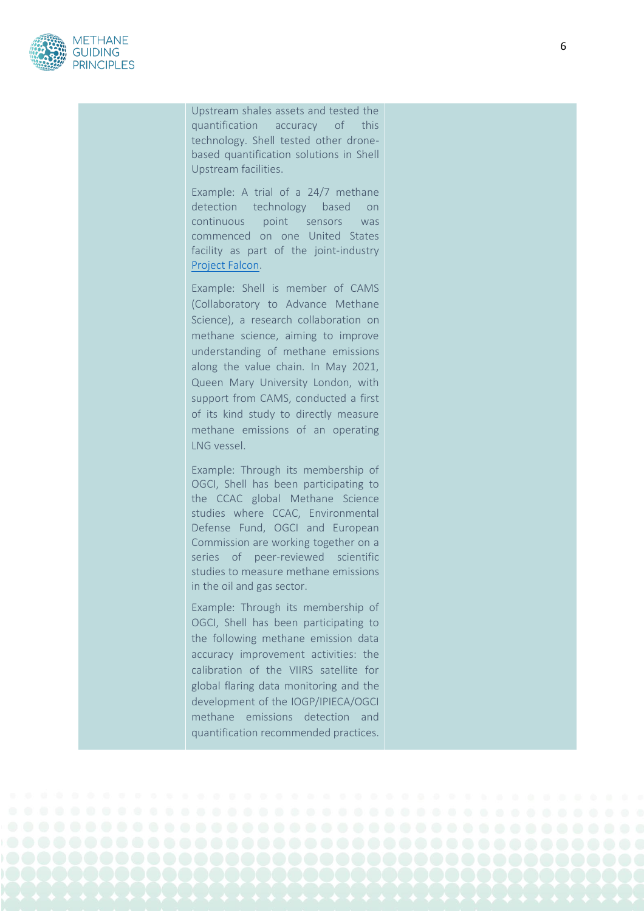| | | |
|---|---|---|
| | Upstream shales assets and tested the quantification accuracy of this technology. Shell tested other drone-based quantification solutions in Shell Upstream facilities.<br><br>Example: A trial of a 24/7 methane detection technology based on continuous point sensors was commenced on one United States facility as part of the joint-industry Project Falcon.<br><br>Example: Shell is member of CAMS (Collaboratory to Advance Methane Science), a research collaboration on methane science, aiming to improve understanding of methane emissions along the value chain. In May 2021, Queen Mary University London, with support from CAMS, conducted a first of its kind study to directly measure methane emissions of an operating LNG vessel.<br><br>Example: Through its membership of OGCI, Shell has been participating to the CCAC global Methane Science studies where CCAC, Environmental Defense Fund, OGCI and European Commission are working together on a series of peer-reviewed scientific studies to measure methane emissions in the oil and gas sector.<br><br>Example: Through its membership of OGCI, Shell has been participating to the following methane emission data accuracy improvement activities: the calibration of the VIIRS satellite for global flaring data monitoring and the development of the IOGP/IPIECA/OGCI methane emissions detection and quantification recommended practices. | |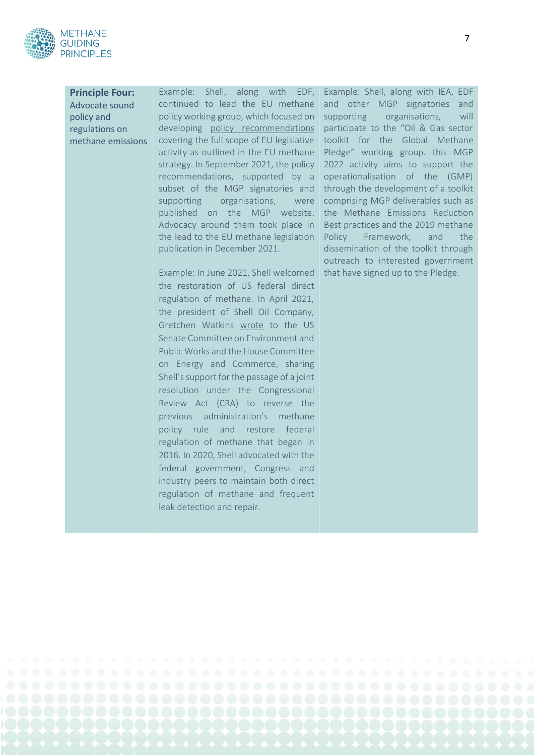| **Principle Four:** Advocate sound policy and regulations on methane emissions | Example: Shell, along with EDF, continued to lead the EU methane policy working group, which focused on developing policy recommendations covering the full scope of EU legislative activity as outlined in the EU methane strategy. In September 2021, the policy recommendations, supported by a subset of the MGP signatories and supporting organisations, were published on the MGP website. Advocacy around them took place in the lead to the EU methane legislation publication in December 2021.<br><br>Example: In June 2021, Shell welcomed the restoration of US federal direct regulation of methane. In April 2021, the president of Shell Oil Company, Gretchen Watkins wrote to the US Senate Committee on Environment and Public Works and the House Committee on Energy and Commerce, sharing Shell's support for the passage of a joint resolution under the Congressional Review Act (CRA) to reverse the previous administration's methane policy rule and restore federal regulation of methane that began in 2016. In 2020, Shell advocated with the federal government, Congress and industry peers to maintain both direct regulation of methane and frequent leak detection and repair. | Example: Shell, along with IEA, EDF and other MGP signatories and supporting organisations, will participate to the "Oil & Gas sector toolkit for the Global Methane Pledge" working group. this MGP 2022 activity aims to support the operationalisation of the (GMP) through the development of a toolkit comprising MGP deliverables such as the Methane Emissions Reduction Best practices and the 2019 methane Policy Framework, and the dissemination of the toolkit through outreach to interested government that have signed up to the Pledge. |
|---|---|---|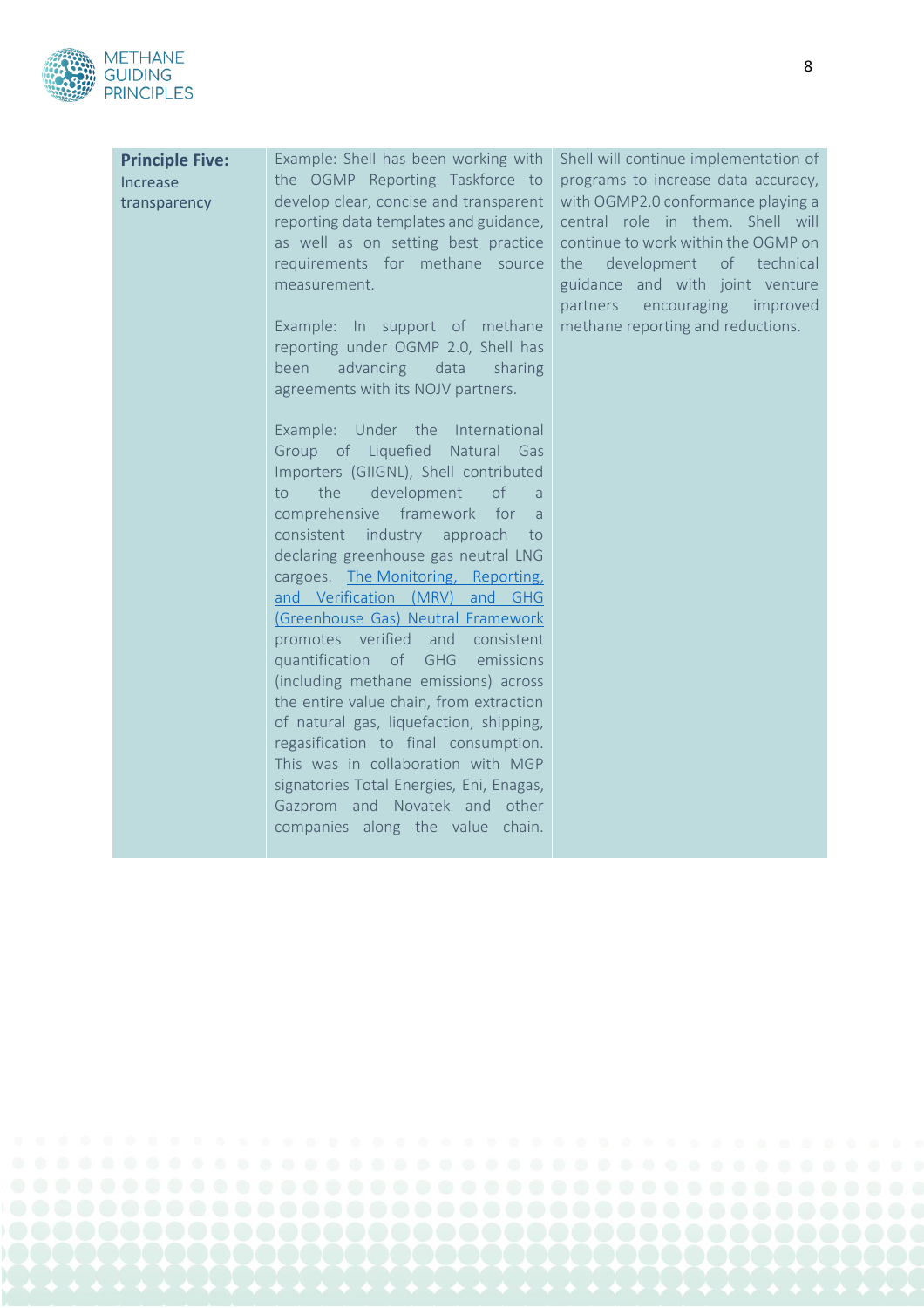| | | |
|---|---|---|
| **Principle Five:** Increase transparency | Example: Shell has been working with the OGMP Reporting Taskforce to develop clear, concise and transparent reporting data templates and guidance, as well as on setting best practice requirements for methane source measurement.<br><br>Example: In support of methane reporting under OGMP 2.0, Shell has been advancing data sharing agreements with its NOJV partners.<br><br>Example: Under the International Group of Liquefied Natural Gas Importers (GIIGNL), Shell contributed to the development of a comprehensive framework for a consistent industry approach to declaring greenhouse gas neutral LNG cargoes. [The Monitoring, Reporting, and Verification (MRV) and GHG (Greenhouse Gas) Neutral Framework]() promotes verified and consistent quantification of GHG emissions (including methane emissions) across the entire value chain, from extraction of natural gas, liquefaction, shipping, regasification to final consumption. This was in collaboration with MGP signatories Total Energies, Eni, Enagas, Gazprom and Novatek and other companies along the value chain. | Shell will continue implementation of programs to increase data accuracy, with OGMP2.0 conformance playing a central role in them. Shell will continue to work within the OGMP on the development of technical guidance and with joint venture partners encouraging improved methane reporting and reductions. |